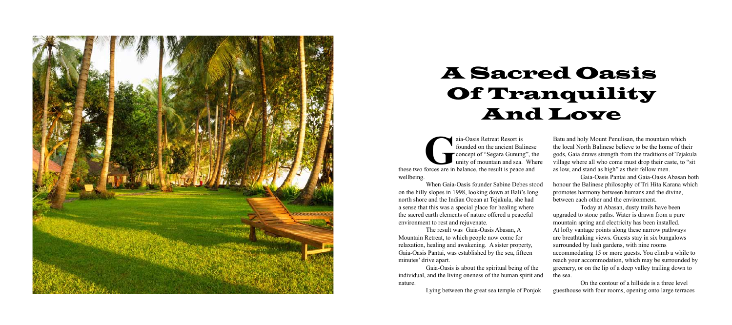# A Sacred Oasis Of Tranquility And Love

Gaia-Oasis Retreat Resort is founded on the ancient Balinese concept of "Segara Gunung", the unity of mountain and sea. Where these two forces are in balance, the result is peace and wellbeing.

When Gaia-Oasis founder Sabine Debes stood on the hilly slopes in 1998, looking down at Bali's long north shore and the Indian Ocean at Tejakula, she had a sense that this was a special place for healing where the sacred earth elements of nature offered a peaceful environment to rest and rejuvenate.

The result was Gaia-Oasis Abasan, A Mountain Retreat, to which people now come for relaxation, healing and awakening. A sister property, Gaia-Oasis Pantai, was established by the sea, fifteen minutes' drive apart.

Gaia-Oasis is about the spiritual being of the individual, and the living oneness of the human spirit and nature.

Lying between the great sea temple of Ponjok Batu and holy Mount Penulisan, the mountain which the local North Balinese believe to be the home of their gods, Gaia draws strength from the traditions of Tejakula village where all who come must drop their caste, to "sit as low, and stand as high" as their fellow men.

Gaia-Oasis Pantai and Gaia-Oasis Abasan both honour the Balinese philosophy of Tri Hita Karana which promotes harmony between humans and the divine, between each other and the environment.

Today at Abasan, dusty trails have been upgraded to stone paths. Water is drawn from a pure mountain spring and electricity has been installed. At lofty vantage points along these narrow pathways are breathtaking views. Guests stay in six bungalows surrounded by lush gardens, with nine rooms accommodating 15 or more guests. You climb a while to reach your accommodation, which may be surrounded by greenery, or on the lip of a deep valley trailing down to the sea.

On the contour of a hillside is a three level guesthouse with four rooms, opening onto large terraces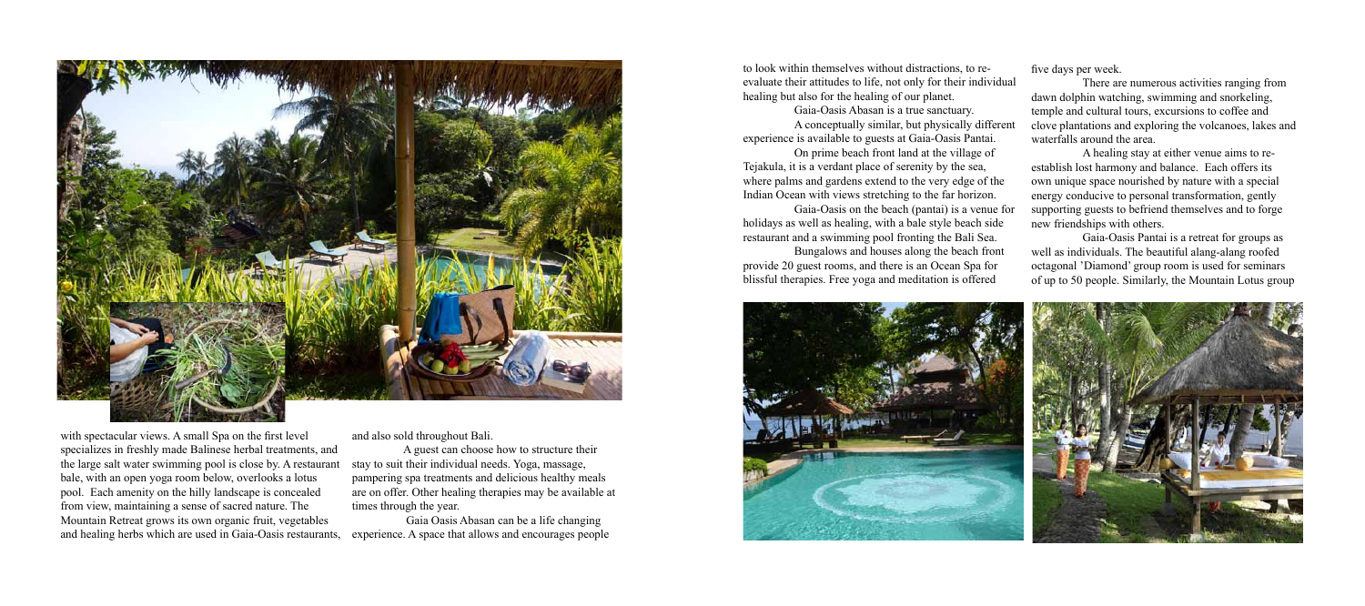with spectacular views. A small Spa on the first level specializes in freshly made Balinese herbal treatments, and the large salt water swimming pool is close by. A restaurant bale, with an open yoga room below, overlooks a lotus pool. Each amenity on the hilly landscape is concealed from view, maintaining a sense of sacred nature. The Mountain Retreat grows its own organic fruit, vegetables and healing herbs which are used in Gaia-Oasis restaurants, and also sold throughout Bali.

A guest can choose how to structure their stay to suit their individual needs. Yoga, massage, pampering spa treatments and delicious healthy meals are on offer. Other healing therapies may be available at times through the year.

Gaia Oasis Abasan can be a life changing experience. A space that allows and encourages people to look within themselves without distractions, to re-evaluate their attitudes to life, not only for their individual healing but also for the healing of our planet.

Gaia-Oasis Abasan is a true sanctuary.

A conceptually similar, but physically different experience is available to guests at Gaia-Oasis Pantai.

On prime beach front land at the village of Tejakula, it is a verdant place of serenity by the sea, where palms and gardens extend to the very edge of the Indian Ocean with views stretching to the far horizon.

Gaia-Oasis on the beach (pantai) is a venue for holidays as well as healing, with a bale style beach side restaurant and a swimming pool fronting the Bali Sea.

Bungalows and houses along the beach front provide 20 guest rooms, and there is an Ocean Spa for blissful therapies. Free yoga and meditation is offered five days per week.

There are numerous activities ranging from dawn dolphin watching, swimming and snorkeling, temple and cultural tours, excursions to coffee and clove plantations and exploring the volcanoes, lakes and waterfalls around the area.

A healing stay at either venue aims to re-establish lost harmony and balance. Each offers its own unique space nourished by nature with a special energy conducive to personal transformation, gently supporting guests to befriend themselves and to forge new friendships with others.

Gaia-Oasis Pantai is a retreat for groups as well as individuals. The beautiful alang-alang roofed octagonal 'Diamond' group room is used for seminars of up to 50 people. Similarly, the Mountain Lotus group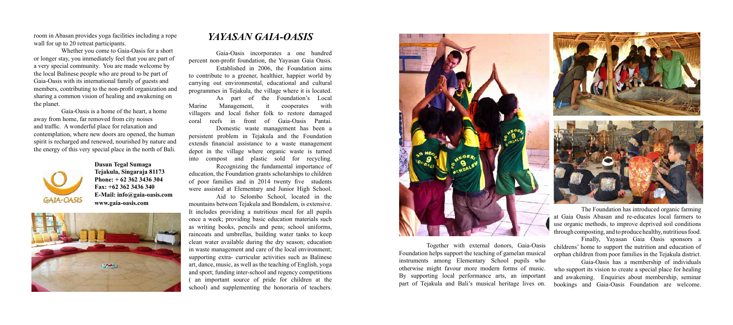room in Abasan provides yoga facilities including a rope wall for up to 20 retreat participants.

Whether you come to Gaia-Oasis for a short or longer stay, you immediately feel that you are part of a very special community. You are made welcome by the local Balinese people who are proud to be part of Gaia-Oasis with its international family of guests and members, contributing to the non-profit organization and sharing a common vision of healing and awakening on the planet.

Gaia-Oasis is a home of the heart, a home away from home, far removed from city noises and traffic. A wonderful place for relaxation and contemplation, where new doors are opened, the human spirit is recharged and renewed, nourished by nature and the energy of this very special place in the north of Bali.

**Dusun Tegal Sumaga**
**Tejakula, Singaraja 81173**
**Phone: + 62 362 3436 304**
**Fax: +62 362 3436 340**
**E-Mail: info@gaia-oasis.com**
**www.gaia-oasis.com**

GAIA-OASIS

## *YAYASAN GAIA-OASIS*

Gaia-Oasis incorporates a one hundred percent non-profit foundation, the Yayasan Gaia Oasis.

Established in 2006, the Foundation aims to contribute to a greener, healthier, happier world by carrying out environmental, educational and cultural programmes in Tejakula, the village where it is located.

As part of the Foundation's Local Marine Management, it cooperates with villagers and local fisher folk to restore damaged coral reefs in front of Gaia-Oasis Pantai.

Domestic waste management has been a persistent problem in Tejakula and the Foundation extends financial assistance to a waste management depot in the village where organic waste is turned into compost and plastic sold for recycling.

Recognizing the fundamental importance of education, the Foundation grants scholarships to children of poor families and in 2014 twenty five students were assisted at Elementary and Junior High School.

Aid to Selombo School, located in the mountains between Tejakula and Bondalem, is extensive. It includes providing a nutritious meal for all pupils once a week; providing basic education materials such as writing books, pencils and pens; school uniforms, raincoats and umbrellas, building water tanks to keep clean water available during the dry season; education in waste management and care of the local environment; supporting extra- curricular activities such as Balinese art, dance, music, as well as the teaching of English, yoga and sport; funding inter-school and regency competitions ( an important source of pride for children at the school) and supplementing the honoraria of teachers.

Together with external donors, Gaia-Oasis Foundation helps support the teaching of gamelan musical instruments among Elementary School pupils who otherwise might favour more modern forms of music. By supporting local performance arts, an important part of Tejakula and Bali's musical heritage lives on.

The Foundation has introduced organic farming at Gaia Oasis Abasan and re-educates local farmers to use organic methods, to improve deprived soil conditions through composting, and to produce healthy, nutritious food.

Finally, Yayasan Gaia Oasis sponsors a childrens' home to support the nutrition and education of orphan children from poor families in the Tejakula district.

Gaia-Oasis has a membership of individuals who support its vision to create a special place for healing and awakening. Enquiries about membership, seminar bookings and Gaia-Oasis Foundation are welcome.